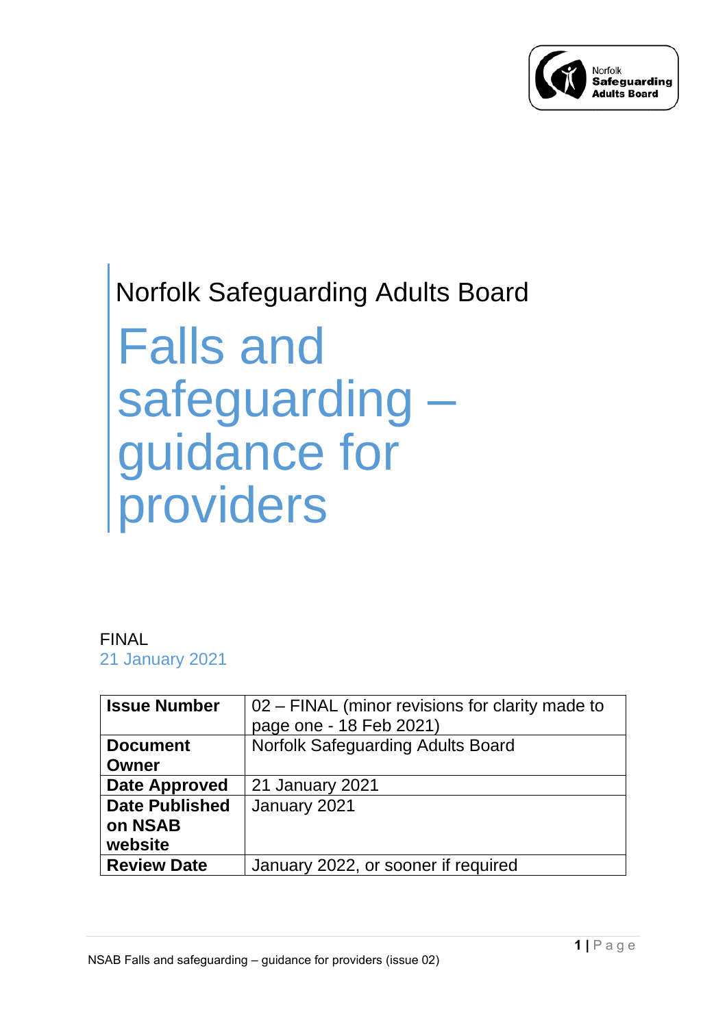Norfolk Safeguarding Adults Board

# Falls and safeguarding – guidance for providers

FINAL

21 January 2021

| **Issue Number** | 02 – FINAL (minor revisions for clarity made to page one - 18 Feb 2021) |
|---|---|
| **Document Owner** | Norfolk Safeguarding Adults Board |
| **Date Approved** | 21 January 2021 |
| **Date Published on NSAB website** | January 2021 |
| **Review Date** | January 2022, or sooner if required |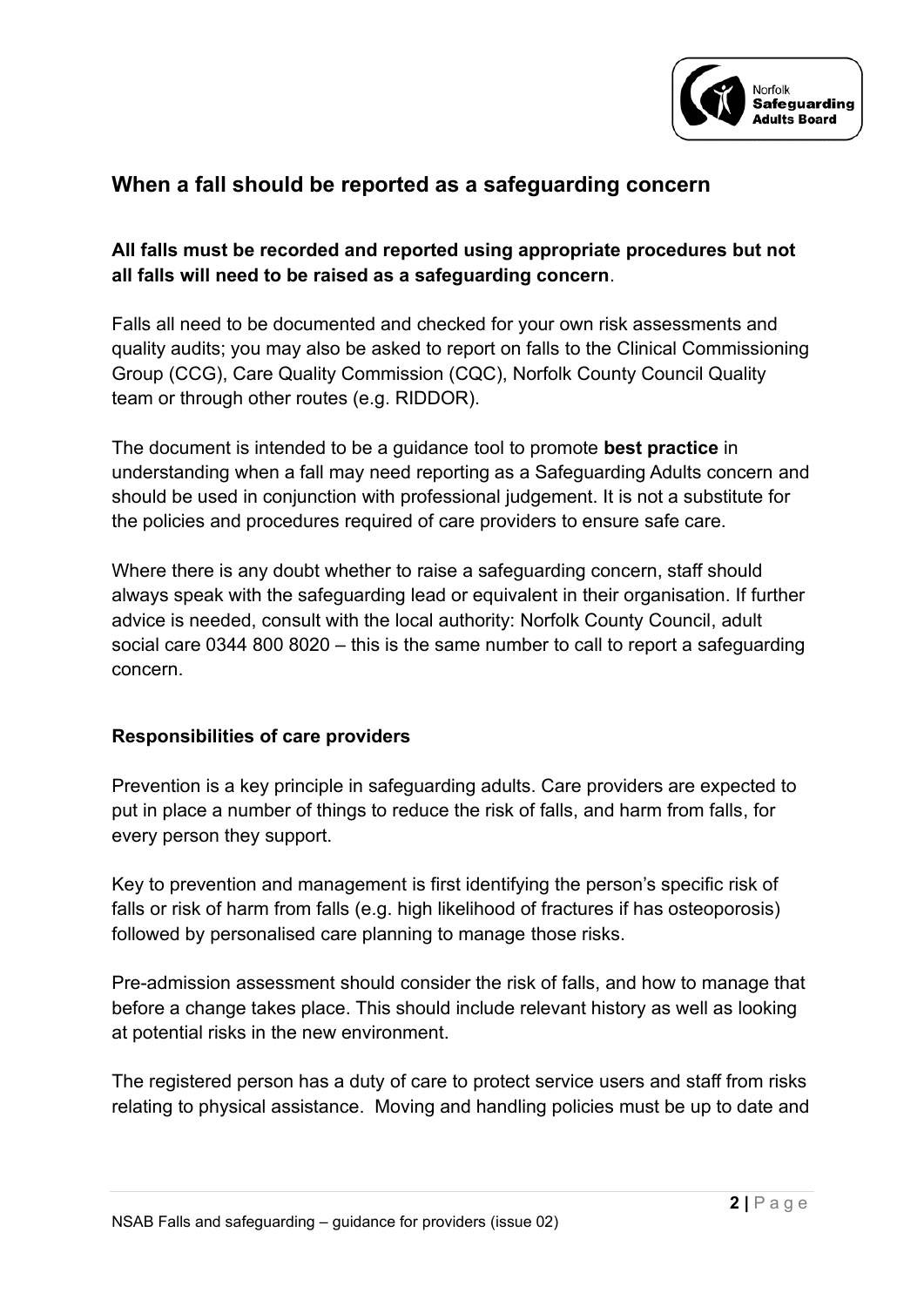## When a fall should be reported as a safeguarding concern

**All falls must be recorded and reported using appropriate procedures but not all falls will need to be raised as a safeguarding concern**.

Falls all need to be documented and checked for your own risk assessments and quality audits; you may also be asked to report on falls to the Clinical Commissioning Group (CCG), Care Quality Commission (CQC), Norfolk County Council Quality team or through other routes (e.g. RIDDOR).

The document is intended to be a guidance tool to promote **best practice** in understanding when a fall may need reporting as a Safeguarding Adults concern and should be used in conjunction with professional judgement. It is not a substitute for the policies and procedures required of care providers to ensure safe care.

Where there is any doubt whether to raise a safeguarding concern, staff should always speak with the safeguarding lead or equivalent in their organisation. If further advice is needed, consult with the local authority: Norfolk County Council, adult social care 0344 800 8020 – this is the same number to call to report a safeguarding concern.

### Responsibilities of care providers

Prevention is a key principle in safeguarding adults. Care providers are expected to put in place a number of things to reduce the risk of falls, and harm from falls, for every person they support.

Key to prevention and management is first identifying the person's specific risk of falls or risk of harm from falls (e.g. high likelihood of fractures if has osteoporosis) followed by personalised care planning to manage those risks.

Pre-admission assessment should consider the risk of falls, and how to manage that before a change takes place. This should include relevant history as well as looking at potential risks in the new environment.

The registered person has a duty of care to protect service users and staff from risks relating to physical assistance. Moving and handling policies must be up to date and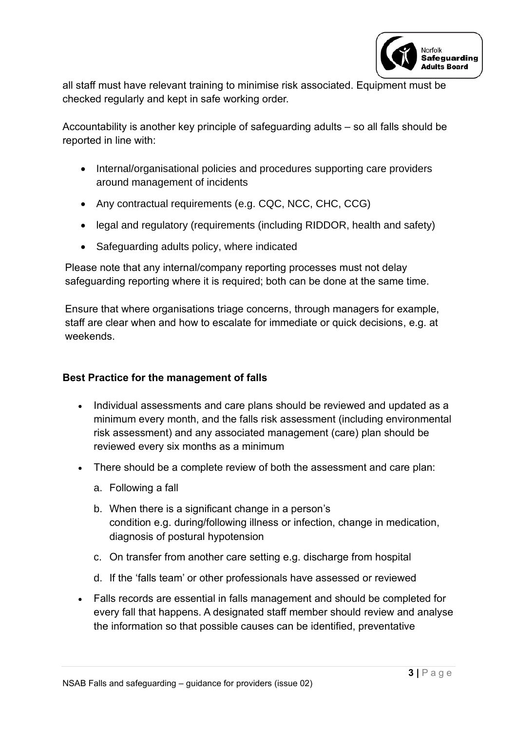all staff must have relevant training to minimise risk associated. Equipment must be checked regularly and kept in safe working order.

Accountability is another key principle of safeguarding adults – so all falls should be reported in line with:

- Internal/organisational policies and procedures supporting care providers around management of incidents
- Any contractual requirements (e.g. CQC, NCC, CHC, CCG)
- legal and regulatory (requirements (including RIDDOR, health and safety)
- Safeguarding adults policy, where indicated

Please note that any internal/company reporting processes must not delay safeguarding reporting where it is required; both can be done at the same time.

Ensure that where organisations triage concerns, through managers for example, staff are clear when and how to escalate for immediate or quick decisions, e.g. at weekends.

**Best Practice for the management of falls**

- Individual assessments and care plans should be reviewed and updated as a minimum every month, and the falls risk assessment (including environmental risk assessment) and any associated management (care) plan should be reviewed every six months as a minimum
- There should be a complete review of both the assessment and care plan:
    a. Following a fall
    b. When there is a significant change in a person's condition e.g. during/following illness or infection, change in medication, diagnosis of postural hypotension
    c. On transfer from another care setting e.g. discharge from hospital
    d. If the 'falls team' or other professionals have assessed or reviewed
- Falls records are essential in falls management and should be completed for every fall that happens. A designated staff member should review and analyse the information so that possible causes can be identified, preventative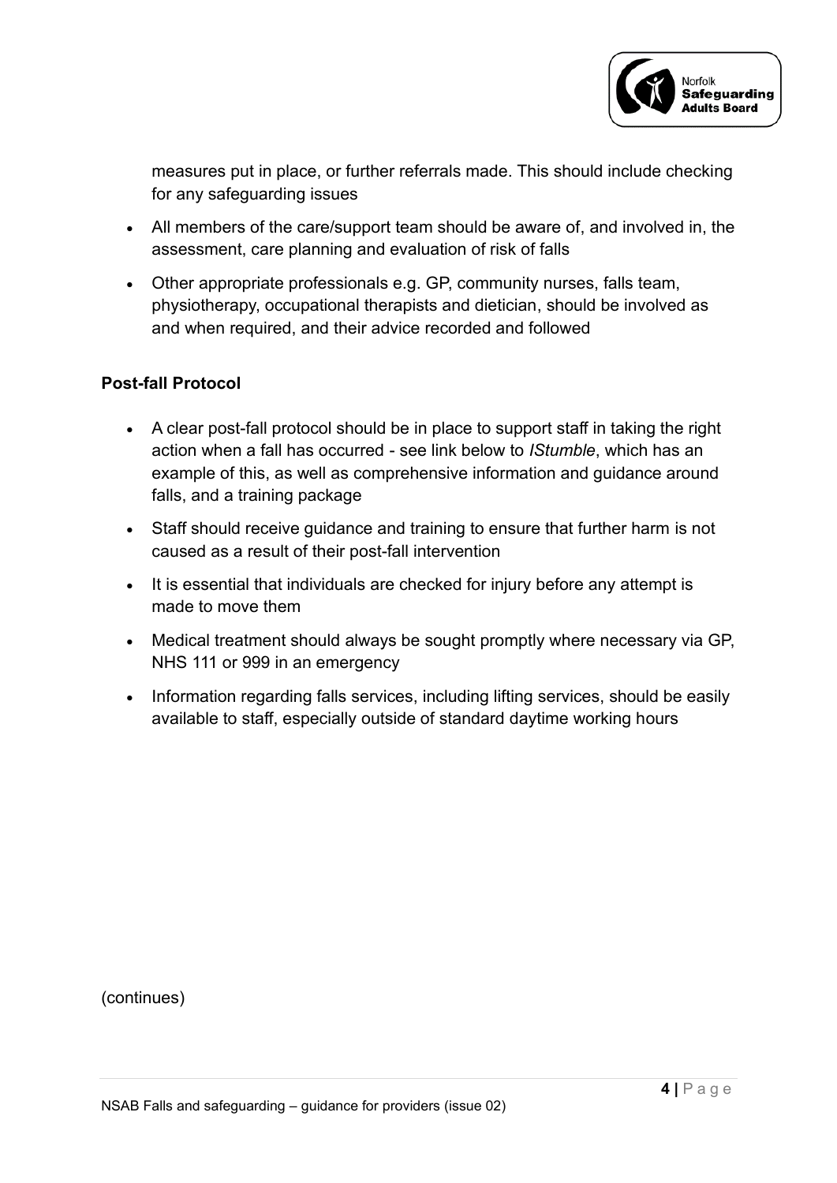measures put in place, or further referrals made. This should include checking for any safeguarding issues

- All members of the care/support team should be aware of, and involved in, the assessment, care planning and evaluation of risk of falls
- Other appropriate professionals e.g. GP, community nurses, falls team, physiotherapy, occupational therapists and dietician, should be involved as and when required, and their advice recorded and followed

**Post-fall Protocol**

- A clear post-fall protocol should be in place to support staff in taking the right action when a fall has occurred - see link below to *IStumble*, which has an example of this, as well as comprehensive information and guidance around falls, and a training package
- Staff should receive guidance and training to ensure that further harm is not caused as a result of their post-fall intervention
- It is essential that individuals are checked for injury before any attempt is made to move them
- Medical treatment should always be sought promptly where necessary via GP, NHS 111 or 999 in an emergency
- Information regarding falls services, including lifting services, should be easily available to staff, especially outside of standard daytime working hours

(continues)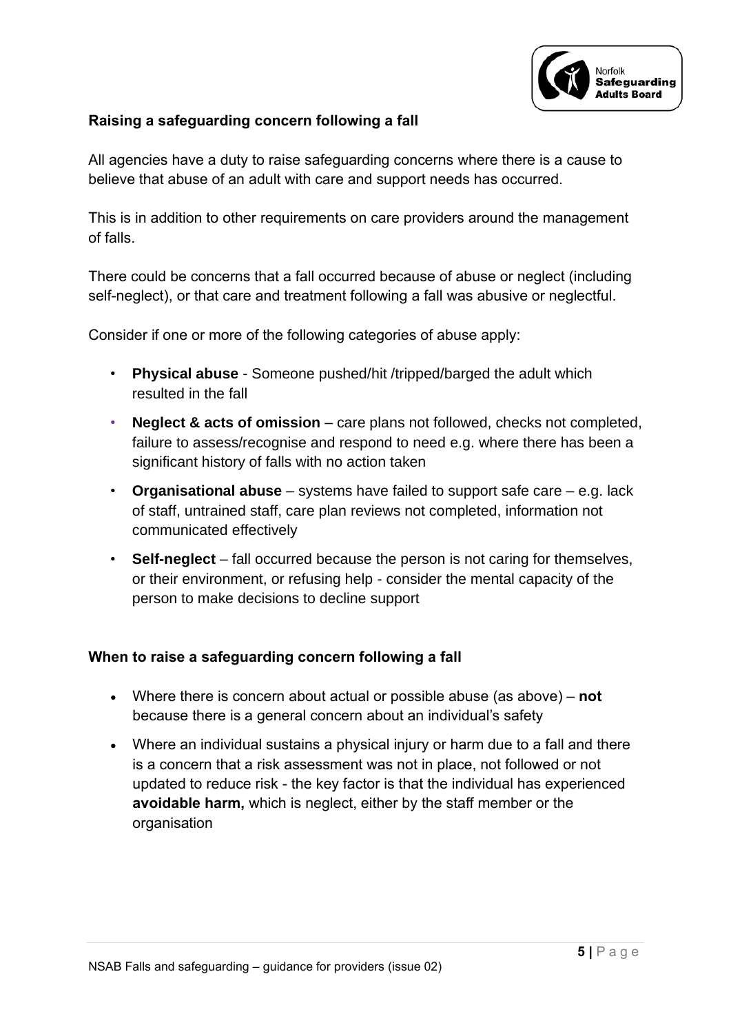### Raising a safeguarding concern following a fall

All agencies have a duty to raise safeguarding concerns where there is a cause to believe that abuse of an adult with care and support needs has occurred.

This is in addition to other requirements on care providers around the management of falls.

There could be concerns that a fall occurred because of abuse or neglect (including self-neglect), or that care and treatment following a fall was abusive or neglectful.

Consider if one or more of the following categories of abuse apply:

- **Physical abuse** - Someone pushed/hit /tripped/barged the adult which resulted in the fall
- **Neglect & acts of omission** – care plans not followed, checks not completed, failure to assess/recognise and respond to need e.g. where there has been a significant history of falls with no action taken
- **Organisational abuse** – systems have failed to support safe care – e.g. lack of staff, untrained staff, care plan reviews not completed, information not communicated effectively
- **Self-neglect** – fall occurred because the person is not caring for themselves, or their environment, or refusing help - consider the mental capacity of the person to make decisions to decline support

### When to raise a safeguarding concern following a fall

- Where there is concern about actual or possible abuse (as above) – **not** because there is a general concern about an individual's safety
- Where an individual sustains a physical injury or harm due to a fall and there is a concern that a risk assessment was not in place, not followed or not updated to reduce risk - the key factor is that the individual has experienced **avoidable harm,** which is neglect, either by the staff member or the organisation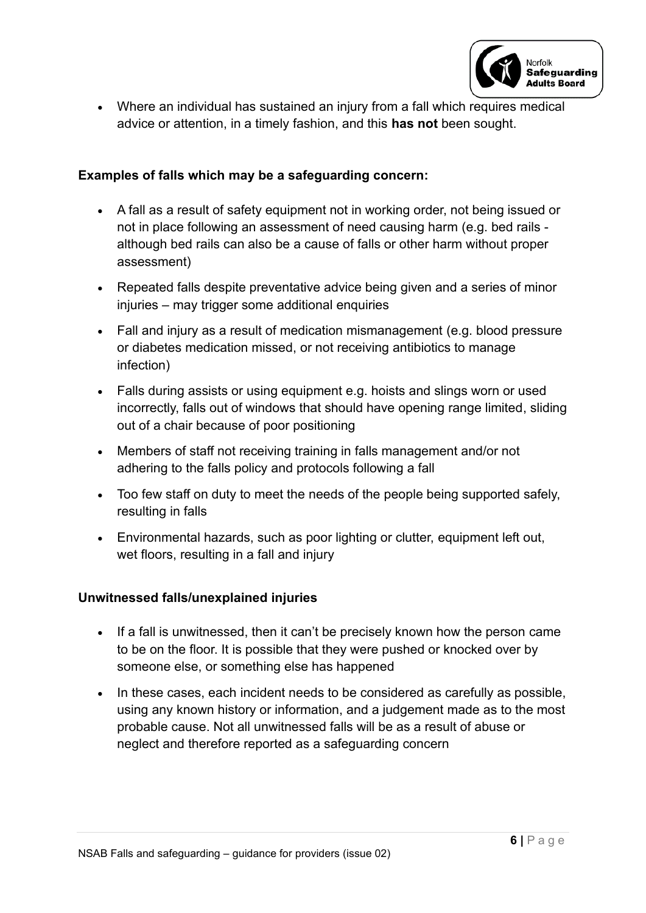- Where an individual has sustained an injury from a fall which requires medical advice or attention, in a timely fashion, and this **has not** been sought.

**Examples of falls which may be a safeguarding concern:**

- A fall as a result of safety equipment not in working order, not being issued or not in place following an assessment of need causing harm (e.g. bed rails - although bed rails can also be a cause of falls or other harm without proper assessment)
- Repeated falls despite preventative advice being given and a series of minor injuries – may trigger some additional enquiries
- Fall and injury as a result of medication mismanagement (e.g. blood pressure or diabetes medication missed, or not receiving antibiotics to manage infection)
- Falls during assists or using equipment e.g. hoists and slings worn or used incorrectly, falls out of windows that should have opening range limited, sliding out of a chair because of poor positioning
- Members of staff not receiving training in falls management and/or not adhering to the falls policy and protocols following a fall
- Too few staff on duty to meet the needs of the people being supported safely, resulting in falls
- Environmental hazards, such as poor lighting or clutter, equipment left out, wet floors, resulting in a fall and injury

**Unwitnessed falls/unexplained injuries**

- If a fall is unwitnessed, then it can't be precisely known how the person came to be on the floor. It is possible that they were pushed or knocked over by someone else, or something else has happened
- In these cases, each incident needs to be considered as carefully as possible, using any known history or information, and a judgement made as to the most probable cause. Not all unwitnessed falls will be as a result of abuse or neglect and therefore reported as a safeguarding concern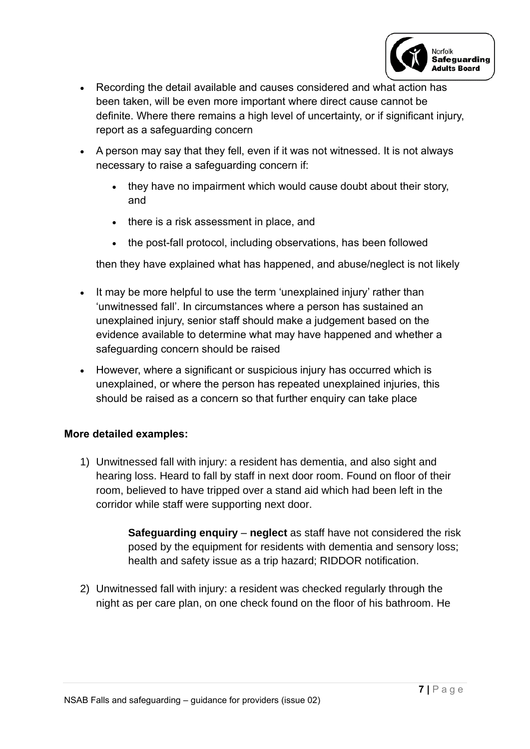- Recording the detail available and causes considered and what action has been taken, will be even more important where direct cause cannot be definite. Where there remains a high level of uncertainty, or if significant injury, report as a safeguarding concern
- A person may say that they fell, even if it was not witnessed. It is not always necessary to raise a safeguarding concern if:
  - they have no impairment which would cause doubt about their story, and
  - there is a risk assessment in place, and
  - the post-fall protocol, including observations, has been followed

  then they have explained what has happened, and abuse/neglect is not likely
- It may be more helpful to use the term 'unexplained injury' rather than 'unwitnessed fall'. In circumstances where a person has sustained an unexplained injury, senior staff should make a judgement based on the evidence available to determine what may have happened and whether a safeguarding concern should be raised
- However, where a significant or suspicious injury has occurred which is unexplained, or where the person has repeated unexplained injuries, this should be raised as a concern so that further enquiry can take place

**More detailed examples:**

1) Unwitnessed fall with injury: a resident has dementia, and also sight and hearing loss. Heard to fall by staff in next door room. Found on floor of their room, believed to have tripped over a stand aid which had been left in the corridor while staff were supporting next door.

   > **Safeguarding enquiry** – **neglect** as staff have not considered the risk posed by the equipment for residents with dementia and sensory loss; health and safety issue as a trip hazard; RIDDOR notification.

2) Unwitnessed fall with injury: a resident was checked regularly through the night as per care plan, on one check found on the floor of his bathroom. He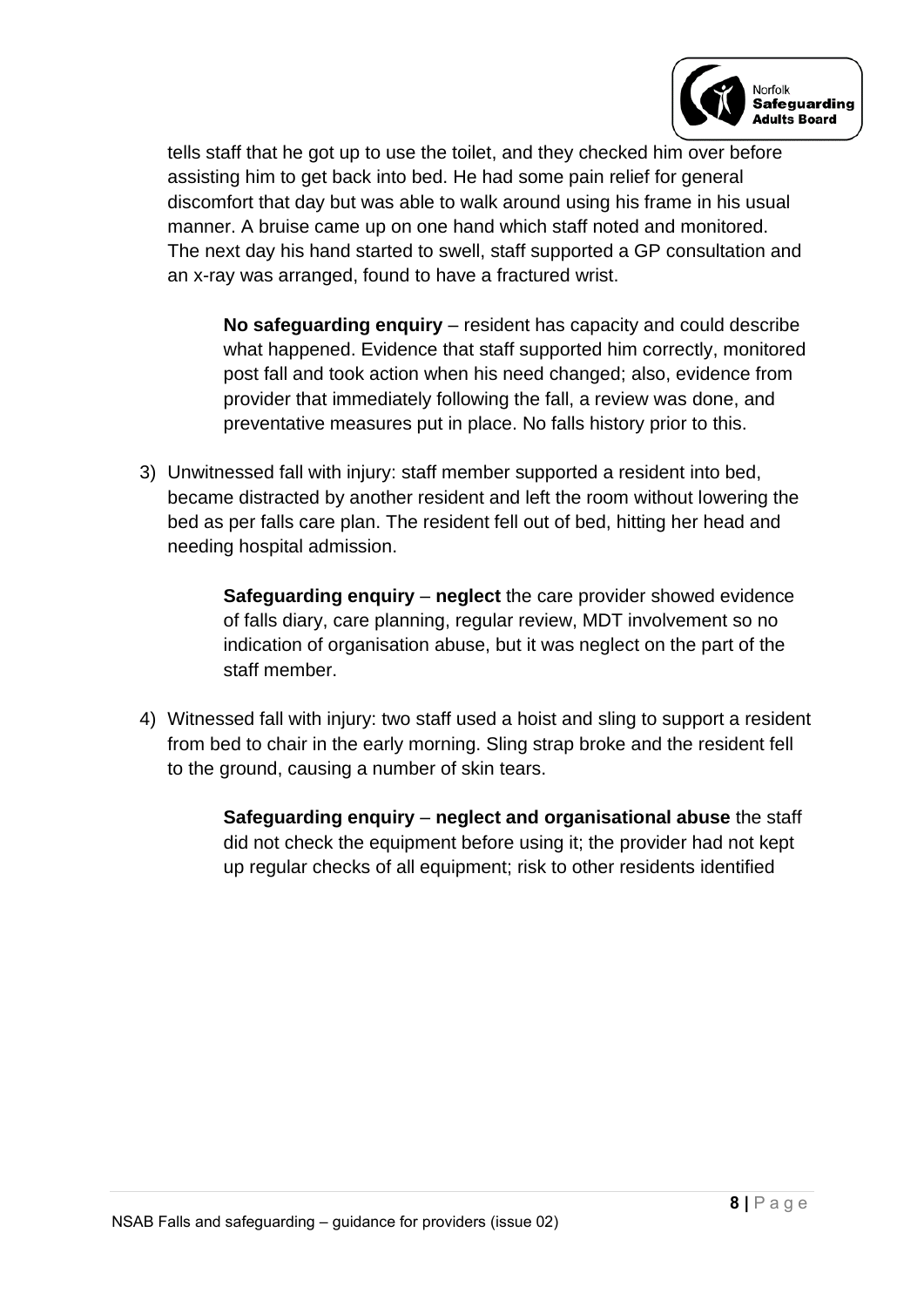tells staff that he got up to use the toilet, and they checked him over before assisting him to get back into bed. He had some pain relief for general discomfort that day but was able to walk around using his frame in his usual manner. A bruise came up on one hand which staff noted and monitored. The next day his hand started to swell, staff supported a GP consultation and an x-ray was arranged, found to have a fractured wrist.

> **No safeguarding enquiry** – resident has capacity and could describe what happened. Evidence that staff supported him correctly, monitored post fall and took action when his need changed; also, evidence from provider that immediately following the fall, a review was done, and preventative measures put in place. No falls history prior to this.

3) Unwitnessed fall with injury: staff member supported a resident into bed, became distracted by another resident and left the room without lowering the bed as per falls care plan. The resident fell out of bed, hitting her head and needing hospital admission.

> **Safeguarding enquiry** – **neglect** the care provider showed evidence of falls diary, care planning, regular review, MDT involvement so no indication of organisation abuse, but it was neglect on the part of the staff member.

4) Witnessed fall with injury: two staff used a hoist and sling to support a resident from bed to chair in the early morning. Sling strap broke and the resident fell to the ground, causing a number of skin tears.

> **Safeguarding enquiry** – **neglect and organisational abuse** the staff did not check the equipment before using it; the provider had not kept up regular checks of all equipment; risk to other residents identified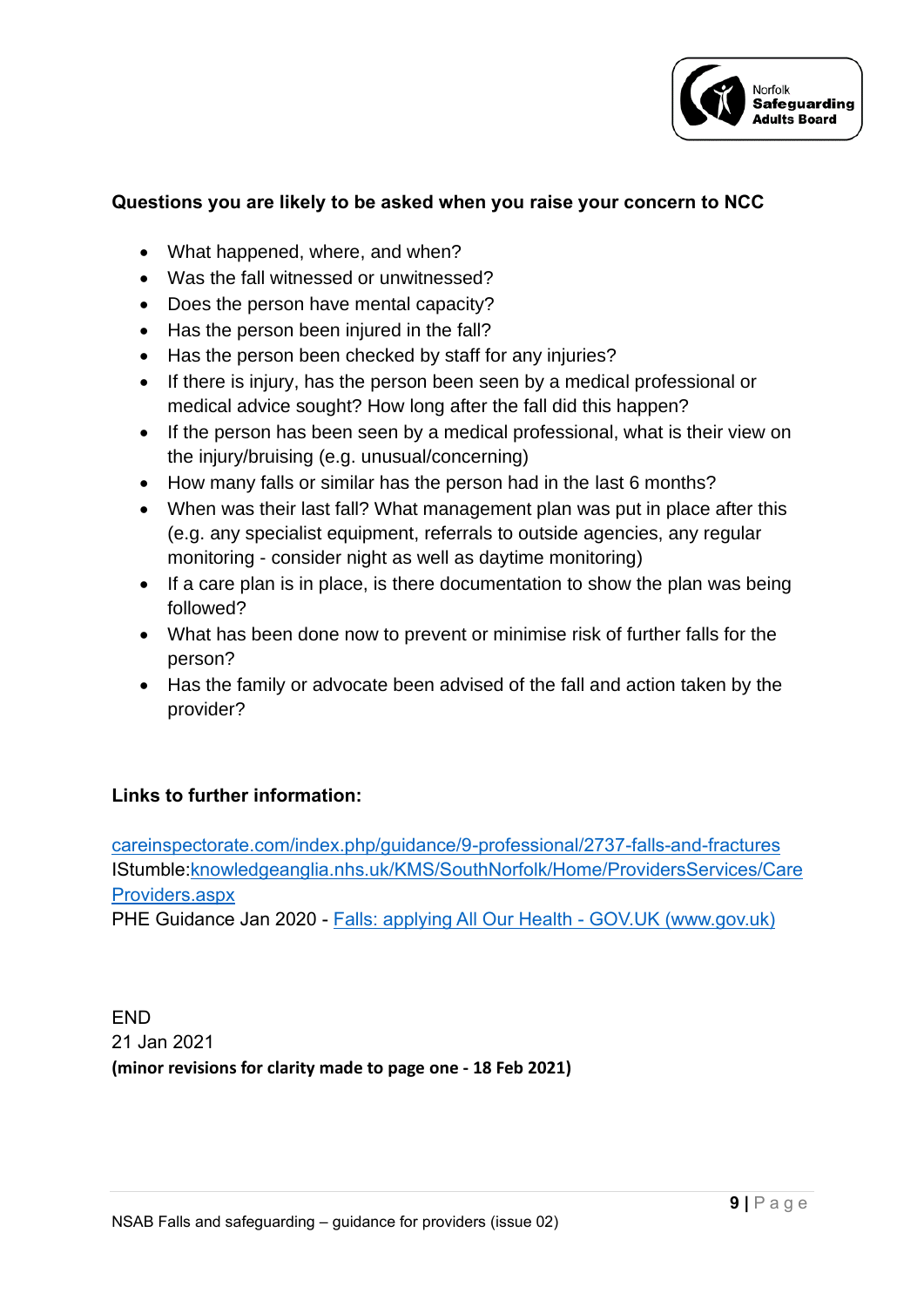**Questions you are likely to be asked when you raise your concern to NCC**

- What happened, where, and when?
- Was the fall witnessed or unwitnessed?
- Does the person have mental capacity?
- Has the person been injured in the fall?
- Has the person been checked by staff for any injuries?
- If there is injury, has the person been seen by a medical professional or medical advice sought? How long after the fall did this happen?
- If the person has been seen by a medical professional, what is their view on the injury/bruising (e.g. unusual/concerning)
- How many falls or similar has the person had in the last 6 months?
- When was their last fall? What management plan was put in place after this (e.g. any specialist equipment, referrals to outside agencies, any regular monitoring - consider night as well as daytime monitoring)
- If a care plan is in place, is there documentation to show the plan was being followed?
- What has been done now to prevent or minimise risk of further falls for the person?
- Has the family or advocate been advised of the fall and action taken by the provider?

**Links to further information:**

careinspectorate.com/index.php/guidance/9-professional/2737-falls-and-fractures
IStumble:knowledgeanglia.nhs.uk/KMS/SouthNorfolk/Home/ProvidersServices/CareProviders.aspx
PHE Guidance Jan 2020 - Falls: applying All Our Health - GOV.UK (www.gov.uk)

END
21 Jan 2021
**(minor revisions for clarity made to page one - 18 Feb 2021)**